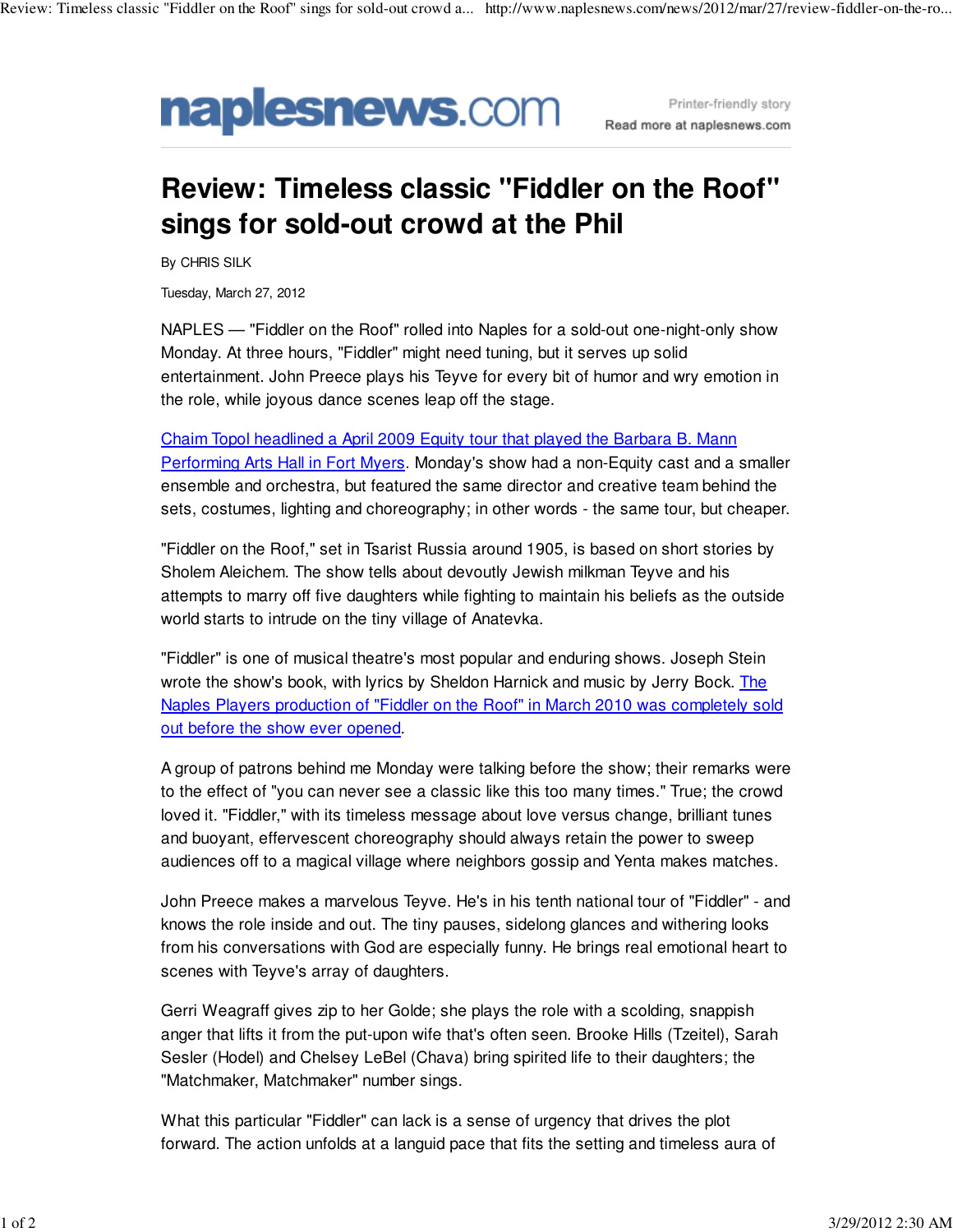naplesnews.com

Printer-friendly story
Read more at naplesnews.com

# Review: Timeless classic "Fiddler on the Roof" sings for sold-out crowd at the Phil

By CHRIS SILK

Tuesday, March 27, 2012

NAPLES — "Fiddler on the Roof" rolled into Naples for a sold-out one-night-only show Monday. At three hours, "Fiddler" might need tuning, but it serves up solid entertainment. John Preece plays his Teyve for every bit of humor and wry emotion in the role, while joyous dance scenes leap off the stage.

Chaim Topol headlined a April 2009 Equity tour that played the Barbara B. Mann Performing Arts Hall in Fort Myers. Monday's show had a non-Equity cast and a smaller ensemble and orchestra, but featured the same director and creative team behind the sets, costumes, lighting and choreography; in other words - the same tour, but cheaper.

"Fiddler on the Roof," set in Tsarist Russia around 1905, is based on short stories by Sholem Aleichem. The show tells about devoutly Jewish milkman Teyve and his attempts to marry off five daughters while fighting to maintain his beliefs as the outside world starts to intrude on the tiny village of Anatevka.

"Fiddler" is one of musical theatre's most popular and enduring shows. Joseph Stein wrote the show's book, with lyrics by Sheldon Harnick and music by Jerry Bock. The Naples Players production of "Fiddler on the Roof" in March 2010 was completely sold out before the show ever opened.

A group of patrons behind me Monday were talking before the show; their remarks were to the effect of "you can never see a classic like this too many times." True; the crowd loved it. "Fiddler," with its timeless message about love versus change, brilliant tunes and buoyant, effervescent choreography should always retain the power to sweep audiences off to a magical village where neighbors gossip and Yenta makes matches.

John Preece makes a marvelous Teyve. He's in his tenth national tour of "Fiddler" - and knows the role inside and out. The tiny pauses, sidelong glances and withering looks from his conversations with God are especially funny. He brings real emotional heart to scenes with Teyve's array of daughters.

Gerri Weagraff gives zip to her Golde; she plays the role with a scolding, snappish anger that lifts it from the put-upon wife that's often seen. Brooke Hills (Tzeitel), Sarah Sesler (Hodel) and Chelsey LeBel (Chava) bring spirited life to their daughters; the "Matchmaker, Matchmaker" number sings.

What this particular "Fiddler" can lack is a sense of urgency that drives the plot forward. The action unfolds at a languid pace that fits the setting and timeless aura of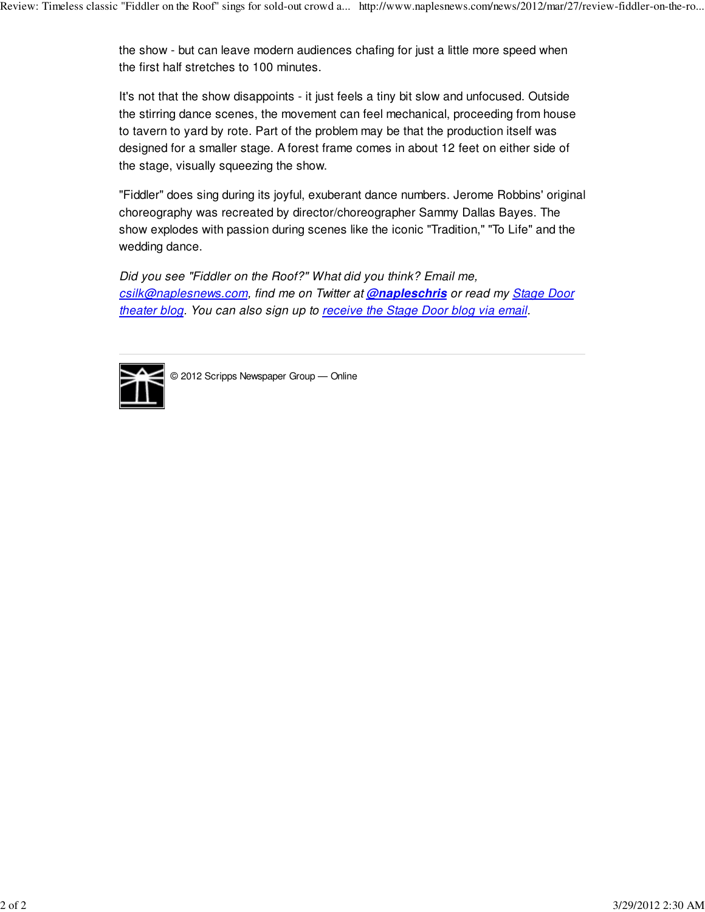the show - but can leave modern audiences chafing for just a little more speed when the first half stretches to 100 minutes.

It's not that the show disappoints - it just feels a tiny bit slow and unfocused. Outside the stirring dance scenes, the movement can feel mechanical, proceeding from house to tavern to yard by rote. Part of the problem may be that the production itself was designed for a smaller stage. A forest frame comes in about 12 feet on either side of the stage, visually squeezing the show.

"Fiddler" does sing during its joyful, exuberant dance numbers. Jerome Robbins' original choreography was recreated by director/choreographer Sammy Dallas Bayes. The show explodes with passion during scenes like the iconic "Tradition," "To Life" and the wedding dance.

*Did you see "Fiddler on the Roof?" What did you think? Email me, csilk@naplesnews.com, find me on Twitter at **@napleschris** or read my Stage Door theater blog. You can also sign up to receive the Stage Door blog via email.*

---

© 2012 Scripps Newspaper Group — Online